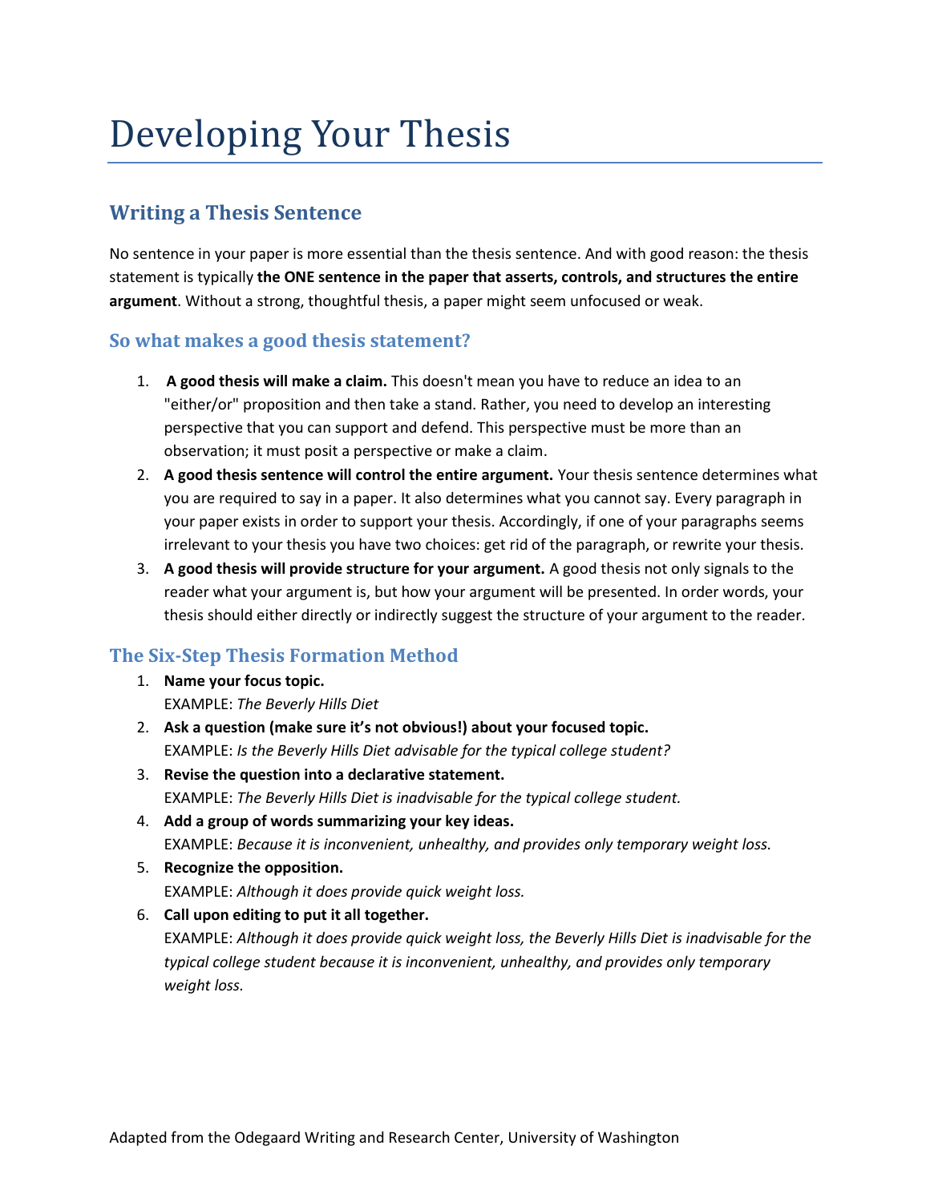# Developing Your Thesis

## Writing a Thesis Sentence

No sentence in your paper is more essential than the thesis sentence. And with good reason: the thesis statement is typically **the ONE sentence in the paper that asserts, controls, and structures the entire argument**. Without a strong, thoughtful thesis, a paper might seem unfocused or weak.

### So what makes a good thesis statement?

1. **A good thesis will make a claim.** This doesn't mean you have to reduce an idea to an "either/or" proposition and then take a stand. Rather, you need to develop an interesting perspective that you can support and defend. This perspective must be more than an observation; it must posit a perspective or make a claim.
2. **A good thesis sentence will control the entire argument.** Your thesis sentence determines what you are required to say in a paper. It also determines what you cannot say. Every paragraph in your paper exists in order to support your thesis. Accordingly, if one of your paragraphs seems irrelevant to your thesis you have two choices: get rid of the paragraph, or rewrite your thesis.
3. **A good thesis will provide structure for your argument.** A good thesis not only signals to the reader what your argument is, but how your argument will be presented. In order words, your thesis should either directly or indirectly suggest the structure of your argument to the reader.

### The Six-Step Thesis Formation Method

1. **Name your focus topic.**
   EXAMPLE: *The Beverly Hills Diet*
2. **Ask a question (make sure it's not obvious!) about your focused topic.**
   EXAMPLE: *Is the Beverly Hills Diet advisable for the typical college student?*
3. **Revise the question into a declarative statement.**
   EXAMPLE: *The Beverly Hills Diet is inadvisable for the typical college student.*
4. **Add a group of words summarizing your key ideas.**
   EXAMPLE: *Because it is inconvenient, unhealthy, and provides only temporary weight loss.*
5. **Recognize the opposition.**
   EXAMPLE: *Although it does provide quick weight loss.*
6. **Call upon editing to put it all together.**
   EXAMPLE: *Although it does provide quick weight loss, the Beverly Hills Diet is inadvisable for the typical college student because it is inconvenient, unhealthy, and provides only temporary weight loss.*

Adapted from the Odegaard Writing and Research Center, University of Washington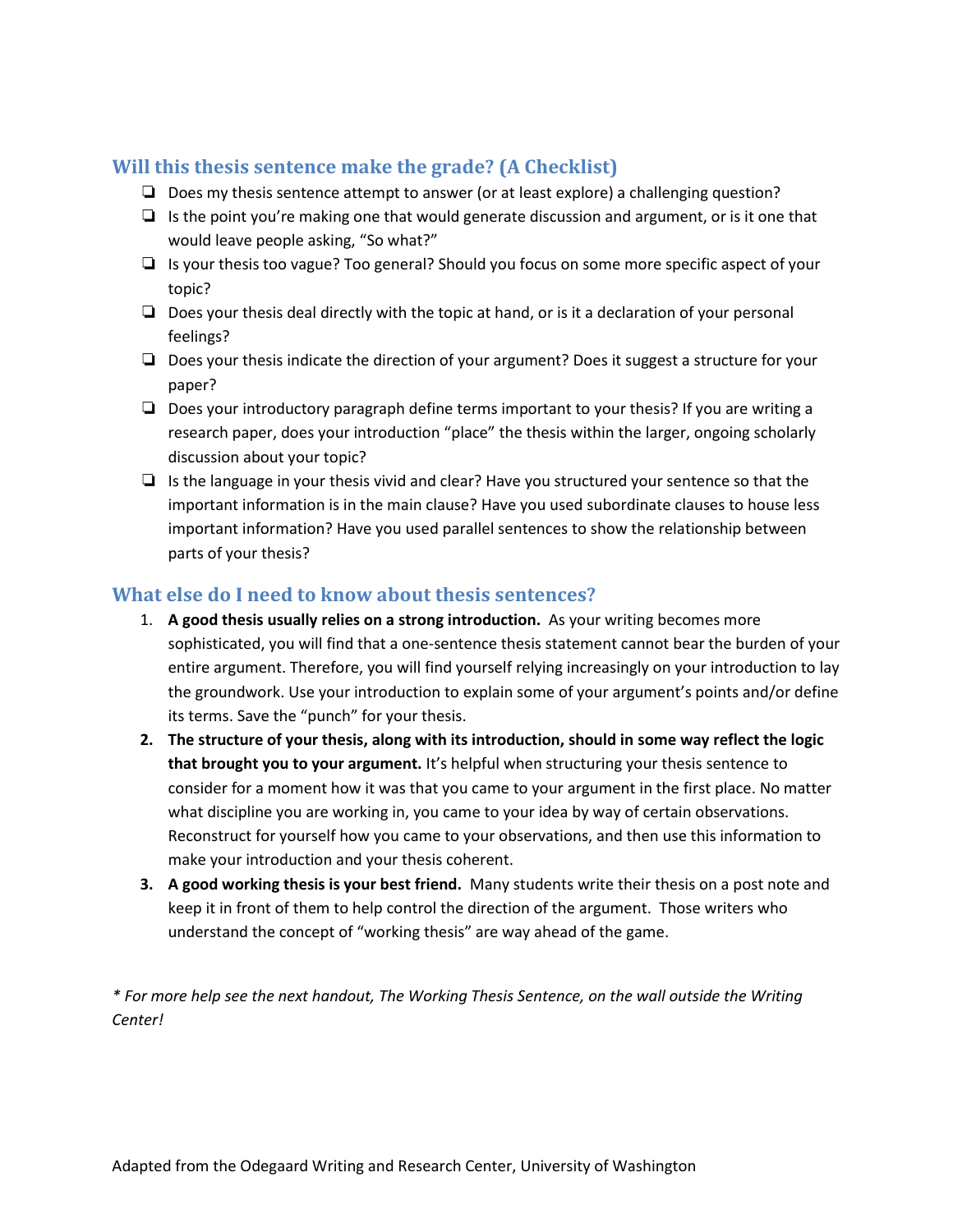## Will this thesis sentence make the grade? (A Checklist)

- ❑ Does my thesis sentence attempt to answer (or at least explore) a challenging question?
- ❑ Is the point you're making one that would generate discussion and argument, or is it one that would leave people asking, "So what?"
- ❑ Is your thesis too vague? Too general? Should you focus on some more specific aspect of your topic?
- ❑ Does your thesis deal directly with the topic at hand, or is it a declaration of your personal feelings?
- ❑ Does your thesis indicate the direction of your argument? Does it suggest a structure for your paper?
- ❑ Does your introductory paragraph define terms important to your thesis? If you are writing a research paper, does your introduction "place" the thesis within the larger, ongoing scholarly discussion about your topic?
- ❑ Is the language in your thesis vivid and clear? Have you structured your sentence so that the important information is in the main clause? Have you used subordinate clauses to house less important information? Have you used parallel sentences to show the relationship between parts of your thesis?

## What else do I need to know about thesis sentences?

1. **A good thesis usually relies on a strong introduction.** As your writing becomes more sophisticated, you will find that a one-sentence thesis statement cannot bear the burden of your entire argument. Therefore, you will find yourself relying increasingly on your introduction to lay the groundwork. Use your introduction to explain some of your argument's points and/or define its terms. Save the "punch" for your thesis.
2. **The structure of your thesis, along with its introduction, should in some way reflect the logic that brought you to your argument.** It's helpful when structuring your thesis sentence to consider for a moment how it was that you came to your argument in the first place. No matter what discipline you are working in, you came to your idea by way of certain observations. Reconstruct for yourself how you came to your observations, and then use this information to make your introduction and your thesis coherent.
3. **A good working thesis is your best friend.** Many students write their thesis on a post note and keep it in front of them to help control the direction of the argument. Those writers who understand the concept of "working thesis" are way ahead of the game.

*\* For more help see the next handout, The Working Thesis Sentence, on the wall outside the Writing Center!*

Adapted from the Odegaard Writing and Research Center, University of Washington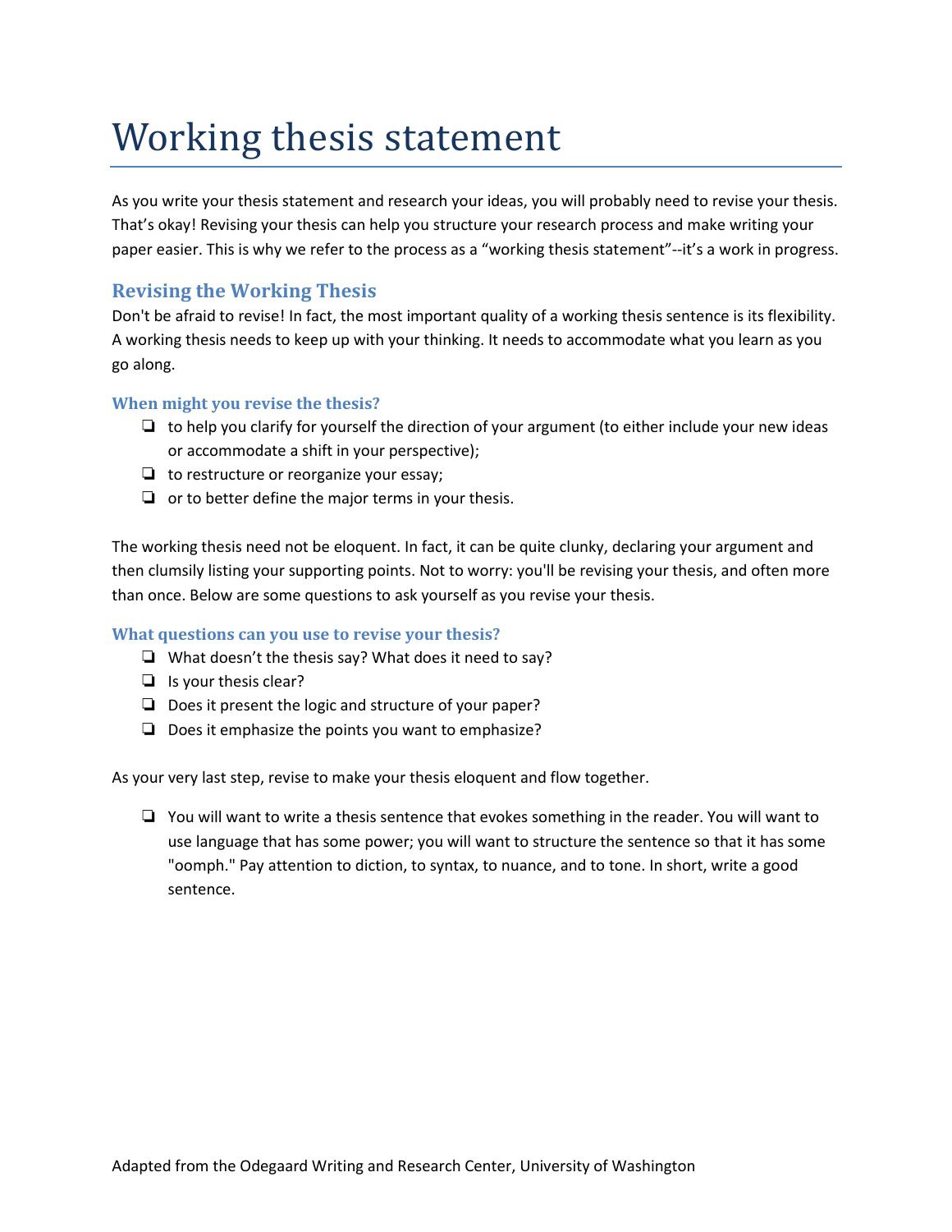# Working thesis statement

As you write your thesis statement and research your ideas, you will probably need to revise your thesis. That's okay! Revising your thesis can help you structure your research process and make writing your paper easier. This is why we refer to the process as a "working thesis statement"--it's a work in progress.

## Revising the Working Thesis

Don't be afraid to revise! In fact, the most important quality of a working thesis sentence is its flexibility. A working thesis needs to keep up with your thinking. It needs to accommodate what you learn as you go along.

### When might you revise the thesis?

- to help you clarify for yourself the direction of your argument (to either include your new ideas or accommodate a shift in your perspective);
- to restructure or reorganize your essay;
- or to better define the major terms in your thesis.

The working thesis need not be eloquent. In fact, it can be quite clunky, declaring your argument and then clumsily listing your supporting points. Not to worry: you'll be revising your thesis, and often more than once. Below are some questions to ask yourself as you revise your thesis.

### What questions can you use to revise your thesis?

- What doesn't the thesis say? What does it need to say?
- Is your thesis clear?
- Does it present the logic and structure of your paper?
- Does it emphasize the points you want to emphasize?

As your very last step, revise to make your thesis eloquent and flow together.

- You will want to write a thesis sentence that evokes something in the reader. You will want to use language that has some power; you will want to structure the sentence so that it has some "oomph." Pay attention to diction, to syntax, to nuance, and to tone. In short, write a good sentence.

Adapted from the Odegaard Writing and Research Center, University of Washington